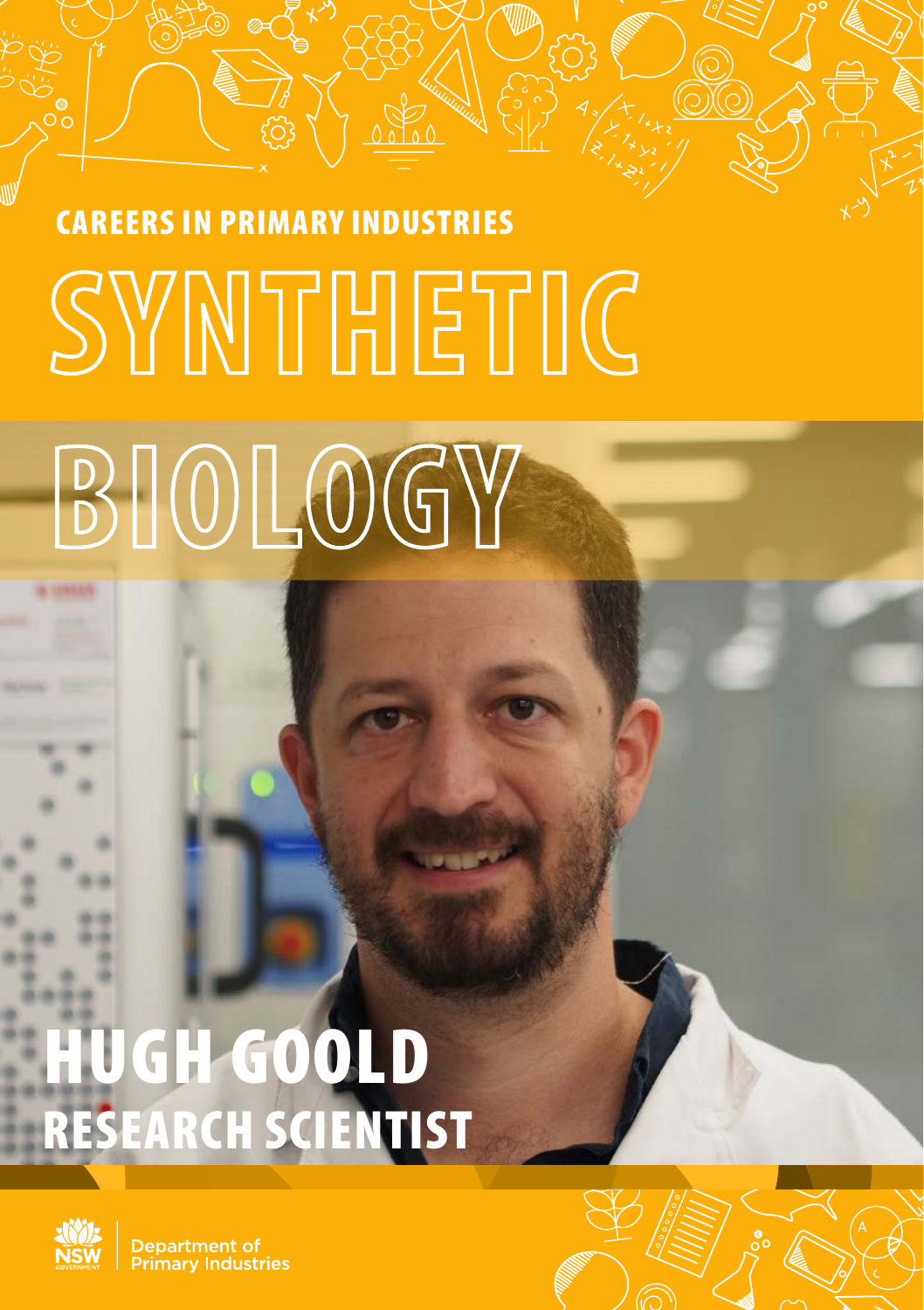## CAREERS IN PRIMARY INDUSTRIES

# SYNTHETIC BIOLOGY

## HUGH GOOLD

### RESEARCH SCIENTIST

NSW Government Department of Primary Industries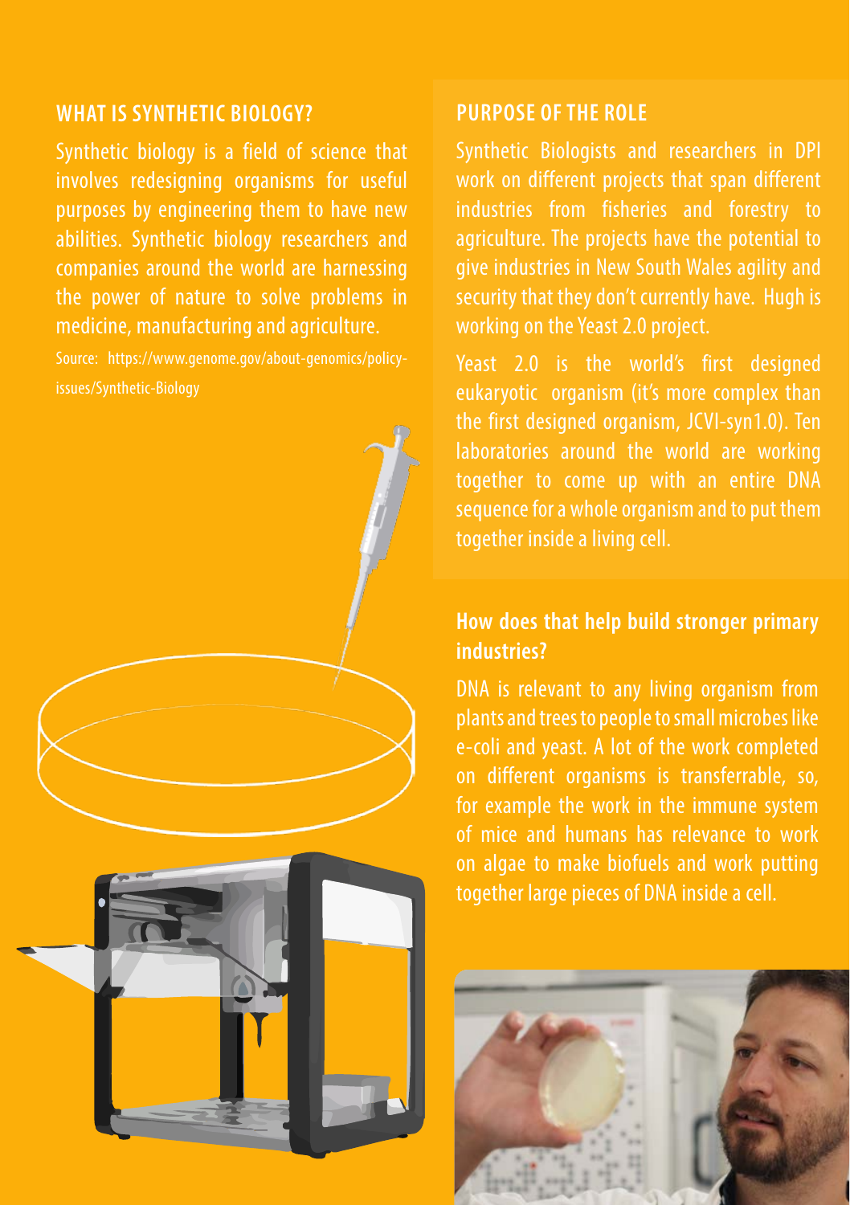## WHAT IS SYNTHETIC BIOLOGY?

Synthetic biology is a field of science that involves redesigning organisms for useful purposes by engineering them to have new abilities. Synthetic biology researchers and companies around the world are harnessing the power of nature to solve problems in medicine, manufacturing and agriculture.

Source: https://www.genome.gov/about-genomics/policy-issues/Synthetic-Biology

## PURPOSE OF THE ROLE

Synthetic Biologists and researchers in DPI work on different projects that span different industries from fisheries and forestry to agriculture. The projects have the potential to give industries in New South Wales agility and security that they don't currently have. Hugh is working on the Yeast 2.0 project.

Yeast 2.0 is the world's first designed eukaryotic organism (it's more complex than the first designed organism, JCVI-syn1.0). Ten laboratories around the world are working together to come up with an entire DNA sequence for a whole organism and to put them together inside a living cell.

## How does that help build stronger primary industries?

DNA is relevant to any living organism from plants and trees to people to small microbes like e-coli and yeast. A lot of the work completed on different organisms is transferrable, so, for example the work in the immune system of mice and humans has relevance to work on algae to make biofuels and work putting together large pieces of DNA inside a cell.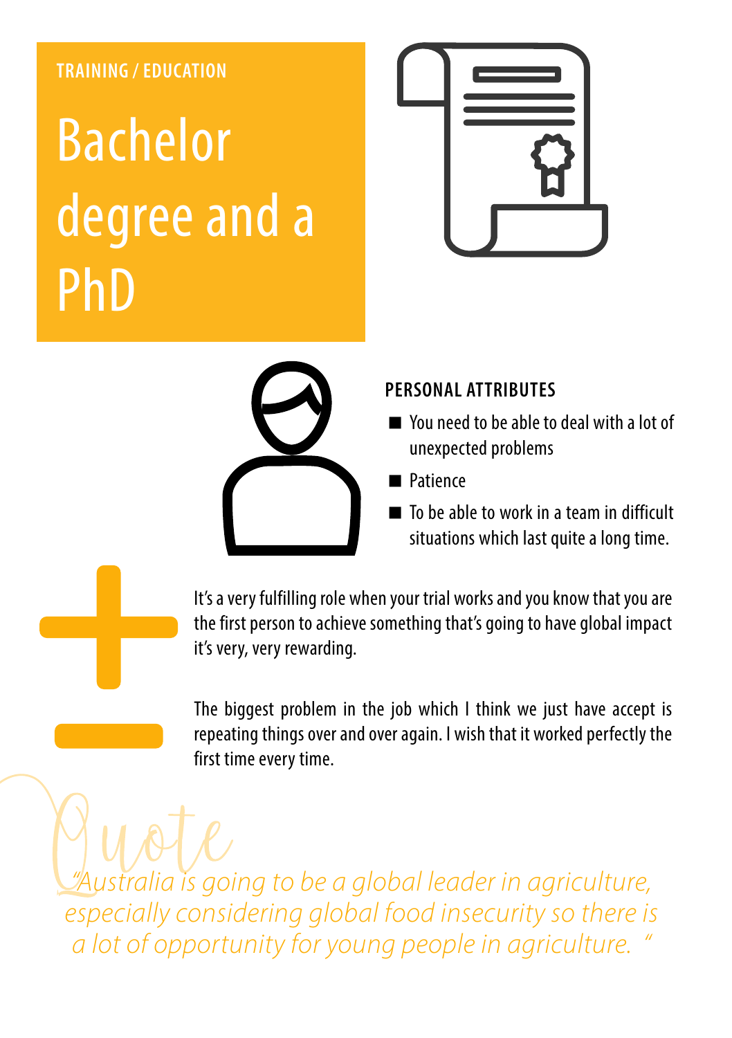TRAINING / EDUCATION

# Bachelor degree and a PhD

## PERSONAL ATTRIBUTES

- You need to be able to deal with a lot of unexpected problems
- Patience
- To be able to work in a team in difficult situations which last quite a long time.

+

It's a very fulfilling role when your trial works and you know that you are the first person to achieve something that's going to have global impact it's very, very rewarding.

−

The biggest problem in the job which I think we just have accept is repeating things over and over again. I wish that it worked perfectly the first time every time.

Quote

*"Australia is going to be a global leader in agriculture, especially considering global food insecurity so there is a lot of opportunity for young people in agriculture. "*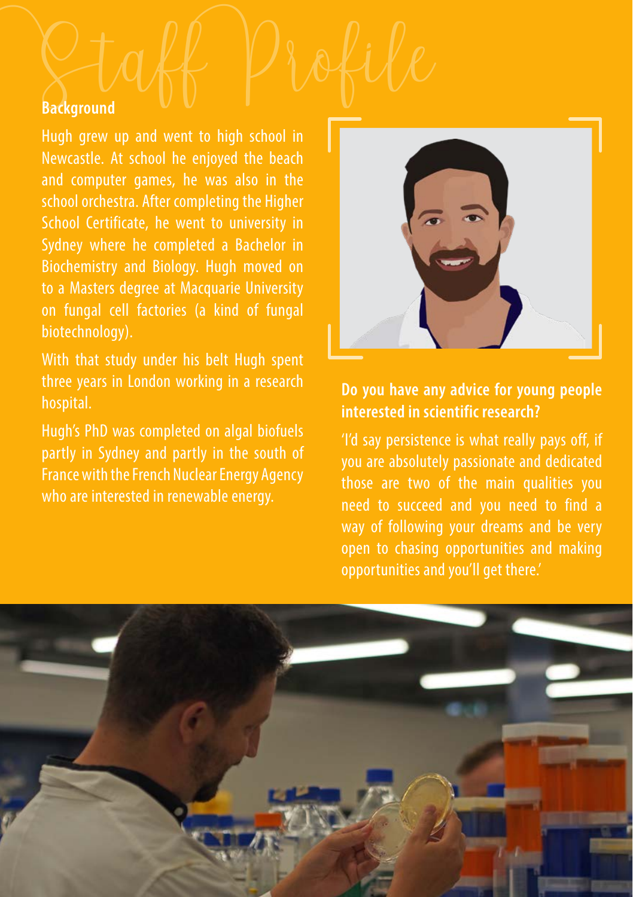# Staff Profile

## Background

Hugh grew up and went to high school in Newcastle. At school he enjoyed the beach and computer games, he was also in the school orchestra. After completing the Higher School Certificate, he went to university in Sydney where he completed a Bachelor in Biochemistry and Biology. Hugh moved on to a Masters degree at Macquarie University on fungal cell factories (a kind of fungal biotechnology).

With that study under his belt Hugh spent three years in London working in a research hospital.

Hugh's PhD was completed on algal biofuels partly in Sydney and partly in the south of France with the French Nuclear Energy Agency who are interested in renewable energy.

## Do you have any advice for young people interested in scientific research?

'I'd say persistence is what really pays off, if you are absolutely passionate and dedicated those are two of the main qualities you need to succeed and you need to find a way of following your dreams and be very open to chasing opportunities and making opportunities and you'll get there.'